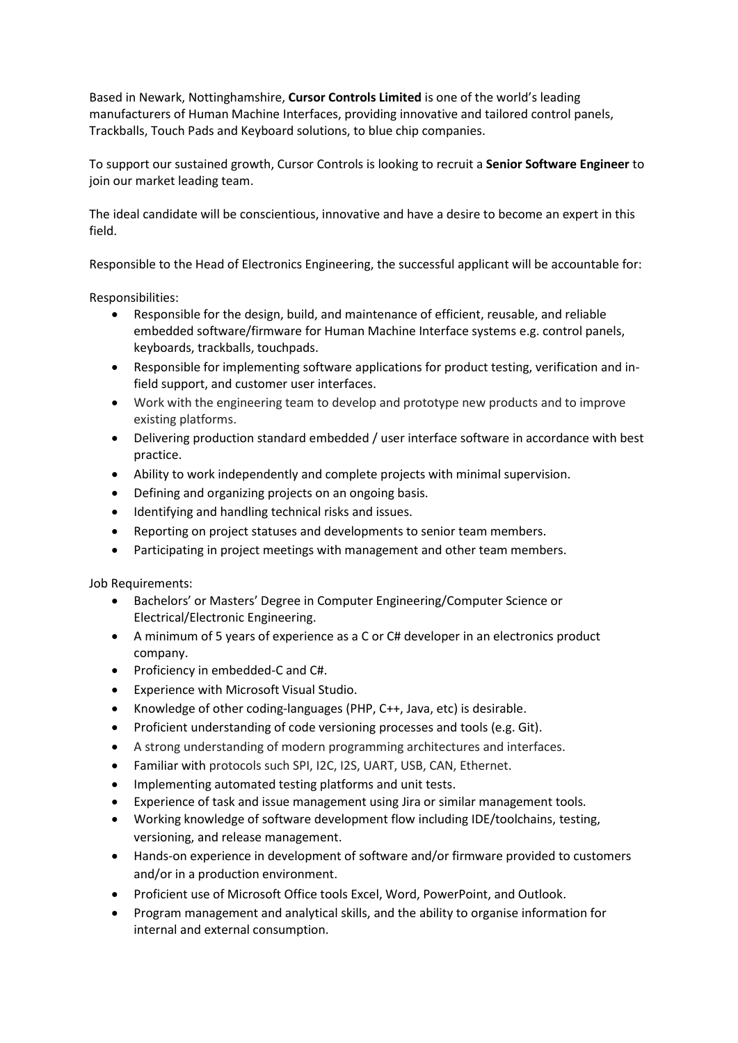Based in Newark, Nottinghamshire, **Cursor Controls Limited** is one of the world's leading manufacturers of Human Machine Interfaces, providing innovative and tailored control panels, Trackballs, Touch Pads and Keyboard solutions, to blue chip companies.

To support our sustained growth, Cursor Controls is looking to recruit a **Senior Software Engineer** to join our market leading team.

The ideal candidate will be conscientious, innovative and have a desire to become an expert in this field.

Responsible to the Head of Electronics Engineering, the successful applicant will be accountable for:

Responsibilities:

- Responsible for the design, build, and maintenance of efficient, reusable, and reliable embedded software/firmware for Human Machine Interface systems e.g. control panels, keyboards, trackballs, touchpads.
- Responsible for implementing software applications for product testing, verification and in-field support, and customer user interfaces.
- Work with the engineering team to develop and prototype new products and to improve existing platforms.
- Delivering production standard embedded / user interface software in accordance with best practice.
- Ability to work independently and complete projects with minimal supervision.
- Defining and organizing projects on an ongoing basis.
- Identifying and handling technical risks and issues.
- Reporting on project statuses and developments to senior team members.
- Participating in project meetings with management and other team members.

Job Requirements:

- Bachelors' or Masters' Degree in Computer Engineering/Computer Science or Electrical/Electronic Engineering.
- A minimum of 5 years of experience as a C or C# developer in an electronics product company.
- Proficiency in embedded-C and C#.
- Experience with Microsoft Visual Studio.
- Knowledge of other coding-languages (PHP, C++, Java, etc) is desirable.
- Proficient understanding of code versioning processes and tools (e.g. Git).
- A strong understanding of modern programming architectures and interfaces.
- Familiar with protocols such SPI, I2C, I2S, UART, USB, CAN, Ethernet.
- Implementing automated testing platforms and unit tests.
- Experience of task and issue management using Jira or similar management tools.
- Working knowledge of software development flow including IDE/toolchains, testing, versioning, and release management.
- Hands-on experience in development of software and/or firmware provided to customers and/or in a production environment.
- Proficient use of Microsoft Office tools Excel, Word, PowerPoint, and Outlook.
- Program management and analytical skills, and the ability to organise information for internal and external consumption.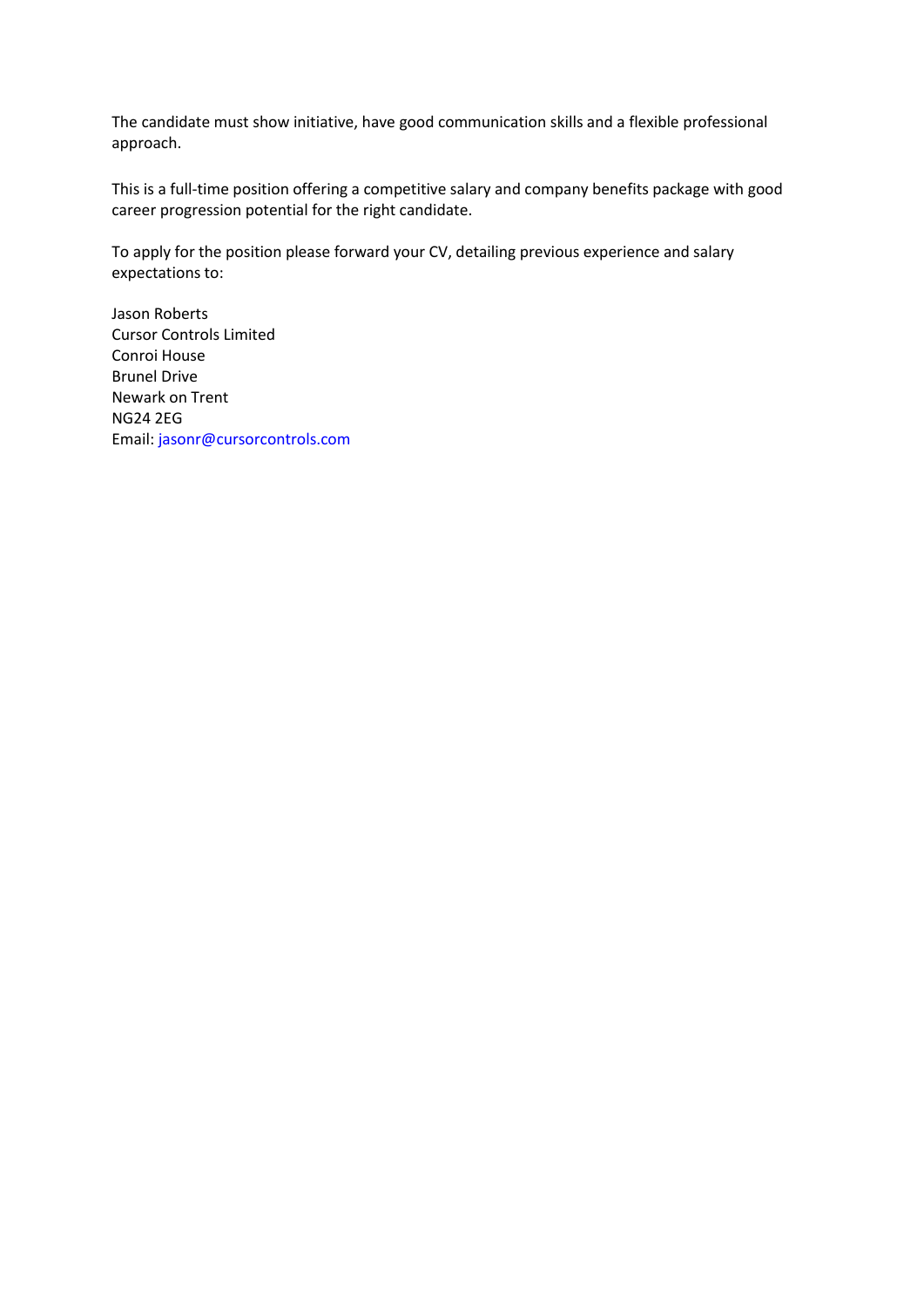The candidate must show initiative, have good communication skills and a flexible professional approach.

This is a full-time position offering a competitive salary and company benefits package with good career progression potential for the right candidate.

To apply for the position please forward your CV, detailing previous experience and salary expectations to:

Jason Roberts  
Cursor Controls Limited  
Conroi House  
Brunel Drive  
Newark on Trent  
NG24 2EG  
Email: jasonr@cursorcontrols.com